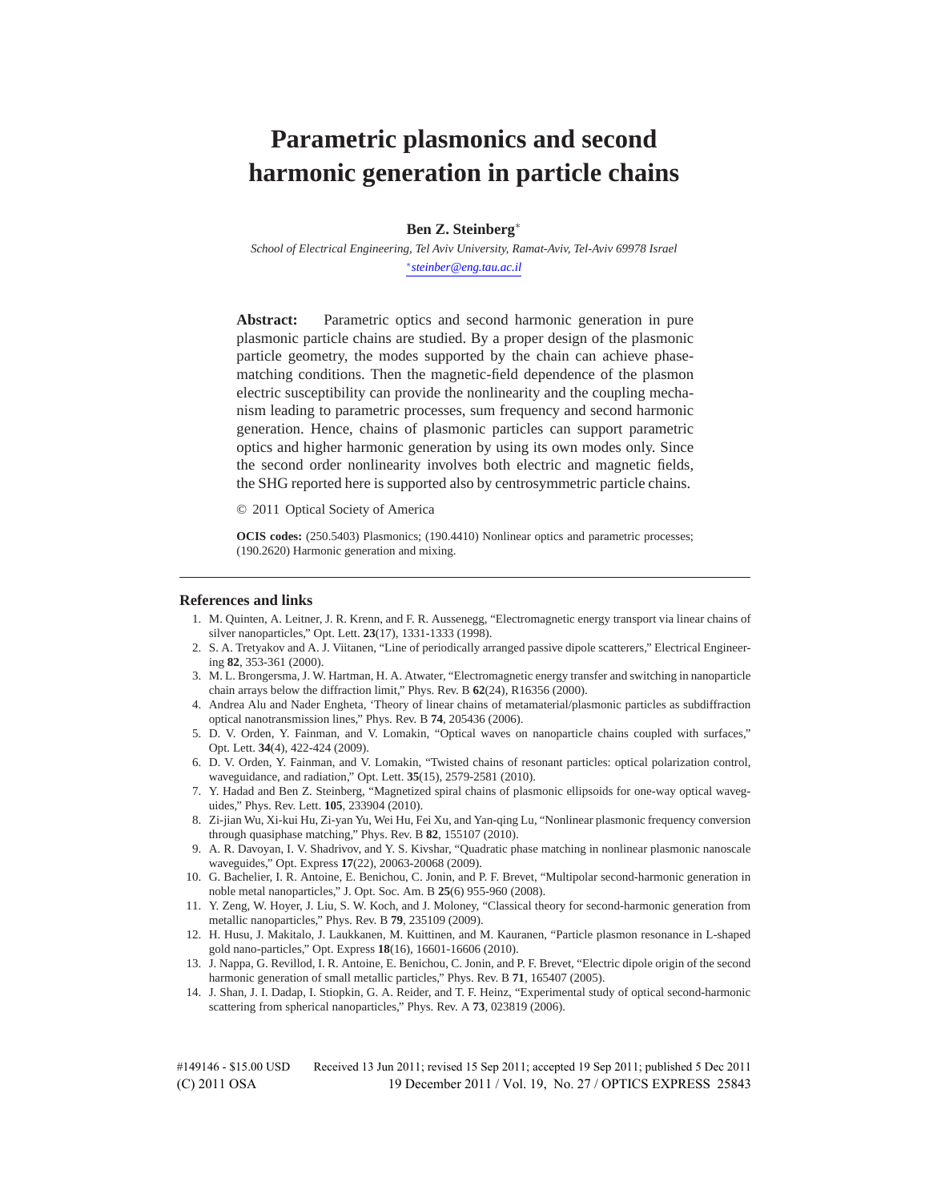# Parametric plasmonics and second harmonic generation in particle chains

**Ben Z. Steinberg***

*School of Electrical Engineering, Tel Aviv University, Ramat-Aviv, Tel-Aviv 69978 Israel*

*steinber@eng.tau.ac.il

**Abstract:** Parametric optics and second harmonic generation in pure plasmonic particle chains are studied. By a proper design of the plasmonic particle geometry, the modes supported by the chain can achieve phase-matching conditions. Then the magnetic-field dependence of the plasmon electric susceptibility can provide the nonlinearity and the coupling mechanism leading to parametric processes, sum frequency and second harmonic generation. Hence, chains of plasmonic particles can support parametric optics and higher harmonic generation by using its own modes only. Since the second order nonlinearity involves both electric and magnetic fields, the SHG reported here is supported also by centrosymmetric particle chains.

© 2011 Optical Society of America

**OCIS codes:** (250.5403) Plasmonics; (190.4410) Nonlinear optics and parametric processes; (190.2620) Harmonic generation and mixing.

---

## References and links

1. M. Quinten, A. Leitner, J. R. Krenn, and F. R. Aussenegg, "Electromagnetic energy transport via linear chains of silver nanoparticles," Opt. Lett. **23**(17), 1331-1333 (1998).
2. S. A. Tretyakov and A. J. Viitanen, "Line of periodically arranged passive dipole scatterers," Electrical Engineering **82**, 353-361 (2000).
3. M. L. Brongersma, J. W. Hartman, H. A. Atwater, "Electromagnetic energy transfer and switching in nanoparticle chain arrays below the diffraction limit," Phys. Rev. B **62**(24), R16356 (2000).
4. Andrea Alu and Nader Engheta, 'Theory of linear chains of metamaterial/plasmonic particles as subdiffraction optical nanotransmission lines," Phys. Rev. B **74**, 205436 (2006).
5. D. V. Orden, Y. Fainman, and V. Lomakin, "Optical waves on nanoparticle chains coupled with surfaces," Opt. Lett. **34**(4), 422-424 (2009).
6. D. V. Orden, Y. Fainman, and V. Lomakin, "Twisted chains of resonant particles: optical polarization control, waveguidance, and radiation," Opt. Lett. **35**(15), 2579-2581 (2010).
7. Y. Hadad and Ben Z. Steinberg, "Magnetized spiral chains of plasmonic ellipsoids for one-way optical waveguides," Phys. Rev. Lett. **105**, 233904 (2010).
8. Zi-jian Wu, Xi-kui Hu, Zi-yan Yu, Wei Hu, Fei Xu, and Yan-qing Lu, "Nonlinear plasmonic frequency conversion through quasiphase matching," Phys. Rev. B **82**, 155107 (2010).
9. A. R. Davoyan, I. V. Shadrivov, and Y. S. Kivshar, "Quadratic phase matching in nonlinear plasmonic nanoscale waveguides," Opt. Express **17**(22), 20063-20068 (2009).
10. G. Bachelier, I. R. Antoine, E. Benichou, C. Jonin, and P. F. Brevet, "Multipolar second-harmonic generation in noble metal nanoparticles," J. Opt. Soc. Am. B **25**(6) 955-960 (2008).
11. Y. Zeng, W. Hoyer, J. Liu, S. W. Koch, and J. Moloney, "Classical theory for second-harmonic generation from metallic nanoparticles," Phys. Rev. B **79**, 235109 (2009).
12. H. Husu, J. Makitalo, J. Laukkanen, M. Kuittinen, and M. Kauranen, "Particle plasmon resonance in L-shaped gold nano-particles," Opt. Express **18**(16), 16601-16606 (2010).
13. J. Nappa, G. Revillod, I. R. Antoine, E. Benichou, C. Jonin, and P. F. Brevet, "Electric dipole origin of the second harmonic generation of small metallic particles," Phys. Rev. B **71**, 165407 (2005).
14. J. Shan, J. I. Dadap, I. Stiopkin, G. A. Reider, and T. F. Heinz, "Experimental study of optical second-harmonic scattering from spherical nanoparticles," Phys. Rev. A **73**, 023819 (2006).

#149146 - $15.00 USD Received 13 Jun 2011; revised 15 Sep 2011; accepted 19 Sep 2011; published 5 Dec 2011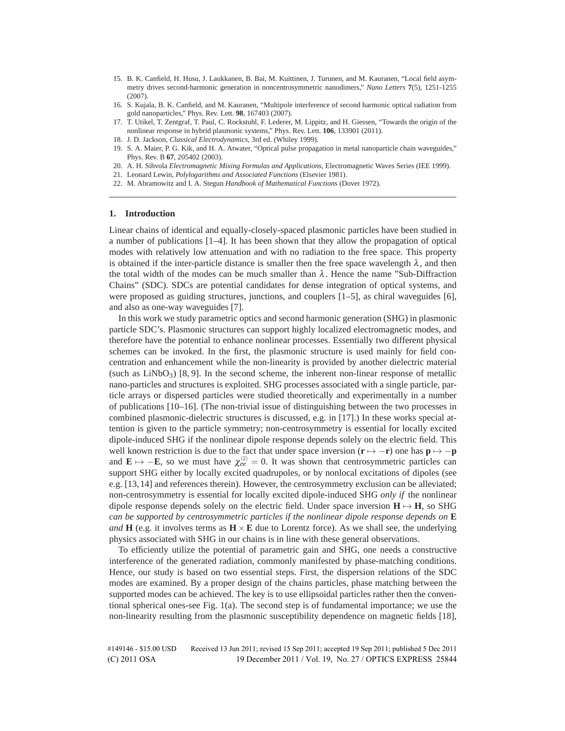15. B. K. Canfield, H. Husu, J. Laukkanen, B. Bai, M. Kuittinen, J. Turunen, and M. Kauranen, "Local field asymmetry drives second-harmonic generation in noncentrosymmetric nanodimers," *Nano Letters* **7**(5), 1251-1255 (2007).
16. S. Kujala, B. K. Canfield, and M. Kauranen, "Multipole interference of second harmonic optical radiation from gold nanoparticles," Phys. Rev. Lett. **98**, 167403 (2007).
17. T. Utikel, T. Zentgraf, T. Paul, C. Rockstuhl, F. Lederer, M. Lippitz, and H. Giessen, "Towards the origin of the nonlinear response in hybrid plasmonic systems," Phys. Rev. Lett. **106**, 133901 (2011).
18. J. D. Jackson, *Classical Electrodynamics*, 3rd ed. (Whiley 1999).
19. S. A. Maier, P. G. Kik, and H. A. Atwater, "Optical pulse propagation in metal nanoparticle chain waveguides," Phys. Rev. B **67**, 205402 (2003).
20. A. H. Sihvola *Electromagnetic Mixing Formulas and Applications*, Electromagnetic Waves Series (IEE 1999).
21. Leonard Lewin, *Polylogarithms and Associated Functions* (Elsevier 1981).
22. M. Abramowitz and I. A. Stegun *Handbook of Mathematical Functions* (Dover 1972).

---

## 1. Introduction

Linear chains of identical and equally-closely-spaced plasmonic particles have been studied in a number of publications [1–4]. It has been shown that they allow the propagation of optical modes with relatively low attenuation and with no radiation to the free space. This property is obtained if the inter-particle distance is smaller then the free space wavelength $\lambda$, and then the total width of the modes can be much smaller than $\lambda$. Hence the name "Sub-Diffraction Chains" (SDC). SDCs are potential candidates for dense integration of optical systems, and were proposed as guiding structures, junctions, and couplers [1–5], as chiral waveguides [6], and also as one-way waveguides [7].

In this work we study parametric optics and second harmonic generation (SHG) in plasmonic particle SDC's. Plasmonic structures can support highly localized electromagnetic modes, and therefore have the potential to enhance nonlinear processes. Essentially two different physical schemes can be invoked. In the first, the plasmonic structure is used mainly for field concentration and enhancement while the non-linearity is provided by another dielectric material (such as $LiNbO_3$) [8, 9]. In the second scheme, the inherent non-linear response of metallic nano-particles and structures is exploited. SHG processes associated with a single particle, particle arrays or dispersed particles were studied theoretically and experimentally in a number of publications [10–16]. (The non-trivial issue of distinguishing between the two processes in combined plasmonic-dielectric structures is discussed, e.g. in [17].) In these works special attention is given to the particle symmetry; non-centrosymmetry is essential for locally excited dipole-induced SHG if the nonlinear dipole response depends solely on the electric field. This well known restriction is due to the fact that under space inversion ($\mathbf{r} \mapsto -\mathbf{r}$) one has $\mathbf{p} \mapsto -\mathbf{p}$ and $\mathbf{E} \mapsto -\mathbf{E}$, so we must have $\chi_{ee}^{(2)} = 0$. It was shown that centrosymmetric particles can support SHG either by locally excited quadrupoles, or by nonlocal excitations of dipoles (see e.g. [13, 14] and references therein). However, the centrosymmetry exclusion can be alleviated; non-centrosymmetry is essential for locally excited dipole-induced SHG *only if* the nonlinear dipole response depends solely on the electric field. Under space inversion $\mathbf{H} \mapsto \mathbf{H}$, so SHG *can be supported by centrosymmetric particles if the nonlinear dipole response depends on* $\mathbf{E}$ *and* $\mathbf{H}$ (e.g. it involves terms as $\mathbf{H} \times \mathbf{E}$ due to Lorentz force). As we shall see, the underlying physics associated with SHG in our chains is in line with these general observations.

To efficiently utilize the potential of parametric gain and SHG, one needs a constructive interference of the generated radiation, commonly manifested by phase-matching conditions. Hence, our study is based on two essential steps. First, the dispersion relations of the SDC modes are examined. By a proper design of the chains particles, phase matching between the supported modes can be achieved. The key is to use ellipsoidal particles rather then the conventional spherical ones-see Fig. 1(a). The second step is of fundamental importance; we use the non-linearity resulting from the plasmonic susceptibility dependence on magnetic fields [18],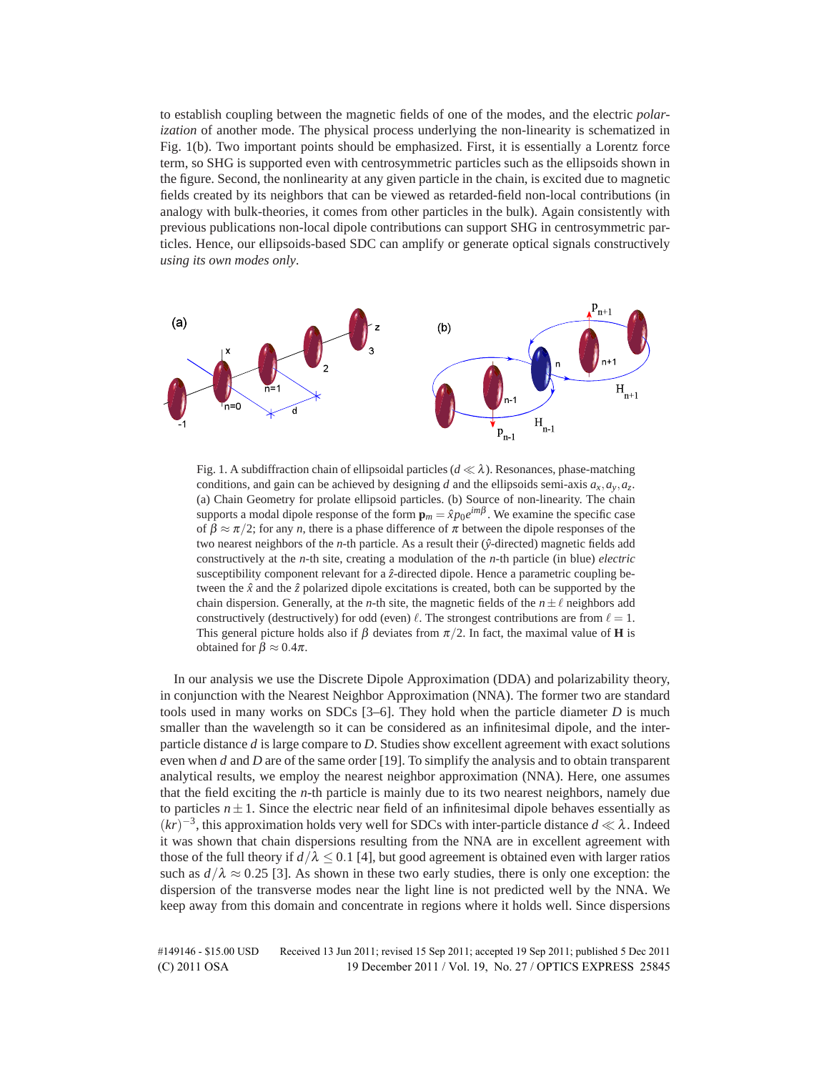to establish coupling between the magnetic fields of one of the modes, and the electric *polarization* of another mode. The physical process underlying the non-linearity is schematized in Fig. 1(b). Two important points should be emphasized. First, it is essentially a Lorentz force term, so SHG is supported even with centrosymmetric particles such as the ellipsoids shown in the figure. Second, the nonlinearity at any given particle in the chain, is excited due to magnetic fields created by its neighbors that can be viewed as retarded-field non-local contributions (in analogy with bulk-theories, it comes from other particles in the bulk). Again consistently with previous publications non-local dipole contributions can support SHG in centrosymmetric particles. Hence, our ellipsoids-based SDC can amplify or generate optical signals constructively *using its own modes only*.

Fig. 1. A subdiffraction chain of ellipsoidal particles ($d \ll \lambda$). Resonances, phase-matching conditions, and gain can be achieved by designing $d$ and the ellipsoids semi-axis $a_x, a_y, a_z$. (a) Chain Geometry for prolate ellipsoid particles. (b) Source of non-linearity. The chain supports a modal dipole response of the form $\mathbf{p}_m = \hat{x} p_0 e^{im\beta}$. We examine the specific case of $\beta \approx \pi/2$; for any $n$, there is a phase difference of $\pi$ between the dipole responses of the two nearest neighbors of the $n$-th particle. As a result their ($\hat{y}$-directed) magnetic fields add constructively at the $n$-th site, creating a modulation of the $n$-th particle (in blue) *electric* susceptibility component relevant for a $\hat{z}$-directed dipole. Hence a parametric coupling between the $\hat{x}$ and the $\hat{z}$ polarized dipole excitations is created, both can be supported by the chain dispersion. Generally, at the $n$-th site, the magnetic fields of the $n \pm \ell$ neighbors add constructively (destructively) for odd (even) $\ell$. The strongest contributions are from $\ell = 1$. This general picture holds also if $\beta$ deviates from $\pi/2$. In fact, the maximal value of $\mathbf{H}$ is obtained for $\beta \approx 0.4\pi$.

In our analysis we use the Discrete Dipole Approximation (DDA) and polarizability theory, in conjunction with the Nearest Neighbor Approximation (NNA). The former two are standard tools used in many works on SDCs [3–6]. They hold when the particle diameter $D$ is much smaller than the wavelength so it can be considered as an infinitesimal dipole, and the inter-particle distance $d$ is large compare to $D$. Studies show excellent agreement with exact solutions even when $d$ and $D$ are of the same order [19]. To simplify the analysis and to obtain transparent analytical results, we employ the nearest neighbor approximation (NNA). Here, one assumes that the field exciting the $n$-th particle is mainly due to its two nearest neighbors, namely due to particles $n \pm 1$. Since the electric near field of an infinitesimal dipole behaves essentially as $(kr)^{-3}$, this approximation holds very well for SDCs with inter-particle distance $d \ll \lambda$. Indeed it was shown that chain dispersions resulting from the NNA are in excellent agreement with those of the full theory if $d/\lambda \leq 0.1$ [4], but good agreement is obtained even with larger ratios such as $d/\lambda \approx 0.25$ [3]. As shown in these two early studies, there is only one exception: the dispersion of the transverse modes near the light line is not predicted well by the NNA. We keep away from this domain and concentrate in regions where it holds well. Since dispersions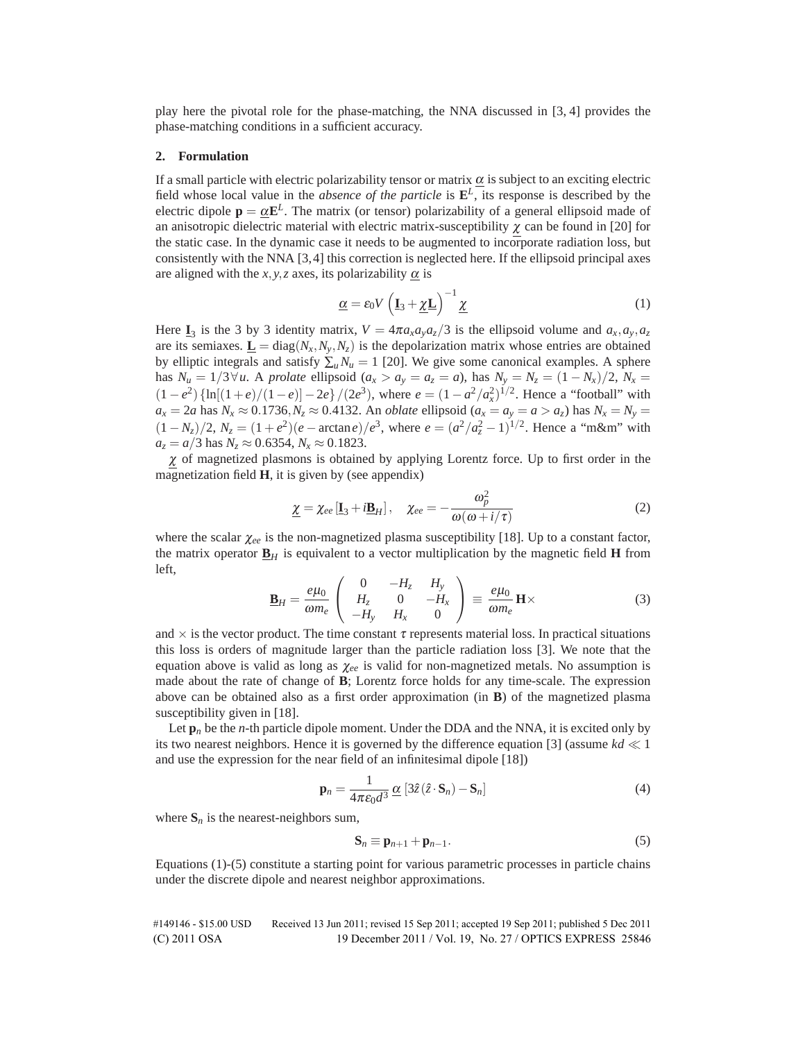play here the pivotal role for the phase-matching, the NNA discussed in [3, 4] provides the phase-matching conditions in a sufficient accuracy.

## 2. Formulation

If a small particle with electric polarizability tensor or matrix $\underline{\alpha}$ is subject to an exciting electric field whose local value in the *absence of the particle* is $\mathbf{E}^L$, its response is described by the electric dipole $\mathbf{p} = \underline{\alpha}\mathbf{E}^L$. The matrix (or tensor) polarizability of a general ellipsoid made of an anisotropic dielectric material with electric matrix-susceptibility $\underline{\chi}$ can be found in [20] for the static case. In the dynamic case it needs to be augmented to incorporate radiation loss, but consistently with the NNA [3,4] this correction is neglected here. If the ellipsoid principal axes are aligned with the $x,y,z$ axes, its polarizability $\underline{\alpha}$ is

$$\underline{\alpha} = \varepsilon_0 V \left(\underline{\mathbf{I}}_3 + \underline{\chi}\underline{\mathbf{L}}\right)^{-1} \underline{\chi} \tag{1}$$

Here $\underline{\mathbf{I}}_3$ is the 3 by 3 identity matrix, $V = 4\pi a_x a_y a_z/3$ is the ellipsoid volume and $a_x, a_y, a_z$ are its semiaxes. $\underline{\mathbf{L}} = \mathrm{diag}(N_x, N_y, N_z)$ is the depolarization matrix whose entries are obtained by elliptic integrals and satisfy $\sum_u N_u = 1$ [20]. We give some canonical examples. A sphere has $N_u = 1/3\,\forall u$. A *prolate* ellipsoid ($a_x > a_y = a_z = a$), has $N_y = N_z = (1-N_x)/2$, $N_x = (1-e^2)\left\{\ln[(1+e)/(1-e)] - 2e\right\}/(2e^3)$, where $e = (1-a^2/a_x^2)^{1/2}$. Hence a "football" with $a_x = 2a$ has $N_x \approx 0.1736, N_z \approx 0.4132$. An *oblate* ellipsoid ($a_x = a_y = a > a_z$) has $N_x = N_y = (1-N_z)/2$, $N_z = (1+e^2)(e - \arctan e)/e^3$, where $e = (a^2/a_z^2 - 1)^{1/2}$. Hence a "m&m" with $a_z = a/3$ has $N_z \approx 0.6354$, $N_x \approx 0.1823$.

$\underline{\chi}$ of magnetized plasmons is obtained by applying Lorentz force. Up to first order in the magnetization field $\mathbf{H}$, it is given by (see appendix)

$$\underline{\chi} = \chi_{ee}\left[\underline{\mathbf{I}}_3 + i\underline{\mathbf{B}}_H\right], \quad \chi_{ee} = -\frac{\omega_p^2}{\omega(\omega + i/\tau)} \tag{2}$$

where the scalar $\chi_{ee}$ is the non-magnetized plasma susceptibility [18]. Up to a constant factor, the matrix operator $\underline{\mathbf{B}}_H$ is equivalent to a vector multiplication by the magnetic field $\mathbf{H}$ from left,

$$\underline{\mathbf{B}}_H = \frac{e\mu_0}{\omega m_e}\begin{pmatrix} 0 & -H_z & H_y \\ H_z & 0 & -H_x \\ -H_y & H_x & 0 \end{pmatrix} \equiv \frac{e\mu_0}{\omega m_e}\mathbf{H}\times \tag{3}$$

and $\times$ is the vector product. The time constant $\tau$ represents material loss. In practical situations this loss is orders of magnitude larger than the particle radiation loss [3]. We note that the equation above is valid as long as $\chi_{ee}$ is valid for non-magnetized metals. No assumption is made about the rate of change of $\mathbf{B}$; Lorentz force holds for any time-scale. The expression above can be obtained also as a first order approximation (in $\mathbf{B}$) of the magnetized plasma susceptibility given in [18].

Let $\mathbf{p}_n$ be the $n$-th particle dipole moment. Under the DDA and the NNA, it is excited only by its two nearest neighbors. Hence it is governed by the difference equation [3] (assume $kd \ll 1$ and use the expression for the near field of an infinitesimal dipole [18])

$$\mathbf{p}_n = \frac{1}{4\pi\varepsilon_0 d^3}\,\underline{\alpha}\left[3\hat{z}(\hat{z}\cdot\mathbf{S}_n) - \mathbf{S}_n\right] \tag{4}$$

where $\mathbf{S}_n$ is the nearest-neighbors sum,

$$\mathbf{S}_n \equiv \mathbf{p}_{n+1} + \mathbf{p}_{n-1}. \tag{5}$$

Equations (1)-(5) constitute a starting point for various parametric processes in particle chains under the discrete dipole and nearest neighbor approximations.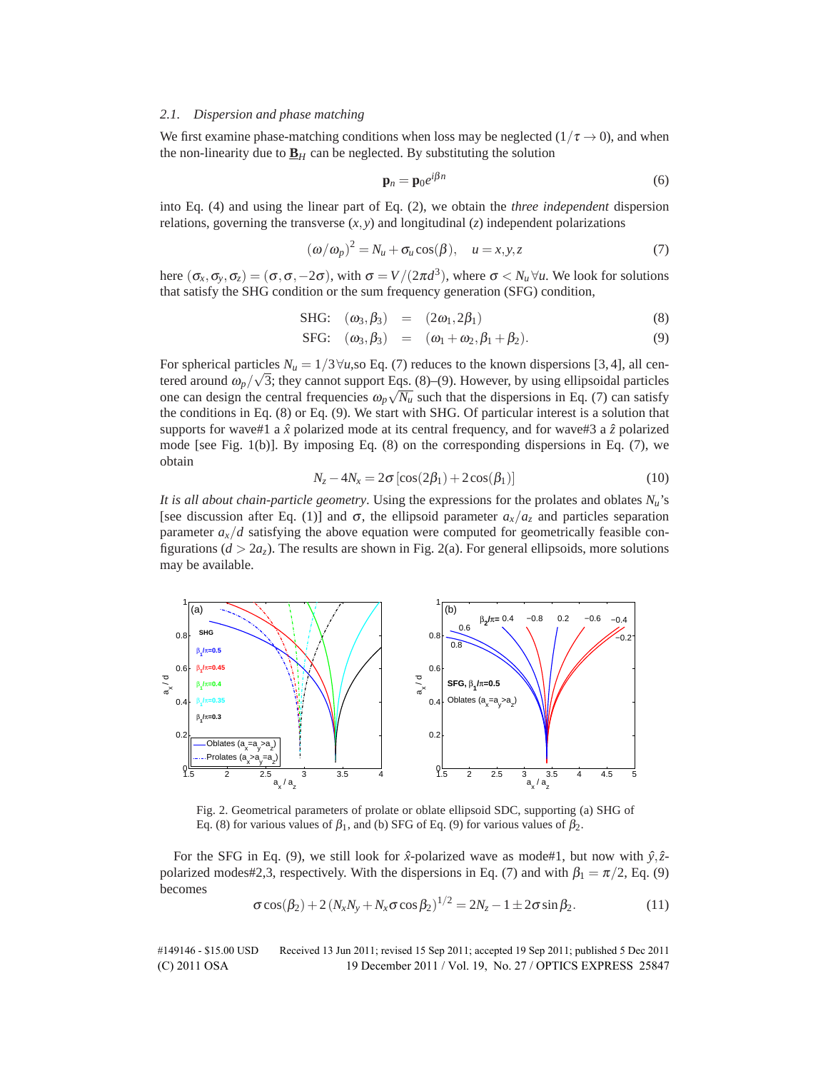### 2.1. Dispersion and phase matching

We first examine phase-matching conditions when loss may be neglected ($1/\tau \to 0$), and when the non-linearity due to $\underline{\mathbf{B}}_H$ can be neglected. By substituting the solution

$$\mathbf{p}_n = \mathbf{p}_0 e^{i\beta n} \tag{6}$$

into Eq. (4) and using the linear part of Eq. (2), we obtain the *three independent* dispersion relations, governing the transverse $(x,y)$ and longitudinal $(z)$ independent polarizations

$$(\omega/\omega_p)^2 = N_u + \sigma_u \cos(\beta), \quad u = x,y,z \tag{7}$$

here $(\sigma_x, \sigma_y, \sigma_z) = (\sigma, \sigma, -2\sigma)$, with $\sigma = V/(2\pi d^3)$, where $\sigma < N_u \forall u$. We look for solutions that satisfy the SHG condition or the sum frequency generation (SFG) condition,

$$\text{SHG:} \quad (\omega_3, \beta_3) \quad = \quad (2\omega_1, 2\beta_1) \tag{8}$$

$$\text{SFG:} \quad (\omega_3, \beta_3) \quad = \quad (\omega_1 + \omega_2, \beta_1 + \beta_2). \tag{9}$$

For spherical particles $N_u = 1/3 \forall u$,so Eq. (7) reduces to the known dispersions [3, 4], all centered around $\omega_p/\sqrt{3}$; they cannot support Eqs. (8)–(9). However, by using ellipsoidal particles one can design the central frequencies $\omega_p\sqrt{N_u}$ such that the dispersions in Eq. (7) can satisfy the conditions in Eq. (8) or Eq. (9). We start with SHG. Of particular interest is a solution that supports for wave#1 a $\hat{x}$ polarized mode at its central frequency, and for wave#3 a $\hat{z}$ polarized mode [see Fig. 1(b)]. By imposing Eq. (8) on the corresponding dispersions in Eq. (7), we obtain

$$N_z - 4N_x = 2\sigma\left[\cos(2\beta_1) + 2\cos(\beta_1)\right] \tag{10}$$

*It is all about chain-particle geometry*. Using the expressions for the prolates and oblates $N_u$'s [see discussion after Eq. (1)] and $\sigma$, the ellipsoid parameter $a_x/a_z$ and particles separation parameter $a_x/d$ satisfying the above equation were computed for geometrically feasible configurations ($d > 2a_z$). The results are shown in Fig. 2(a). For general ellipsoids, more solutions may be available.

Fig. 2. Geometrical parameters of prolate or oblate ellipsoid SDC, supporting (a) SHG of Eq. (8) for various values of $\beta_1$, and (b) SFG of Eq. (9) for various values of $\beta_2$.

For the SFG in Eq. (9), we still look for $\hat{x}$-polarized wave as mode#1, but now with $\hat{y},\hat{z}$-polarized modes#2,3, respectively. With the dispersions in Eq. (7) and with $\beta_1 = \pi/2$, Eq. (9) becomes

$$\sigma\cos(\beta_2) + 2\left(N_x N_y + N_x \sigma \cos\beta_2\right)^{1/2} = 2N_z - 1 \pm 2\sigma \sin\beta_2. \tag{11}$$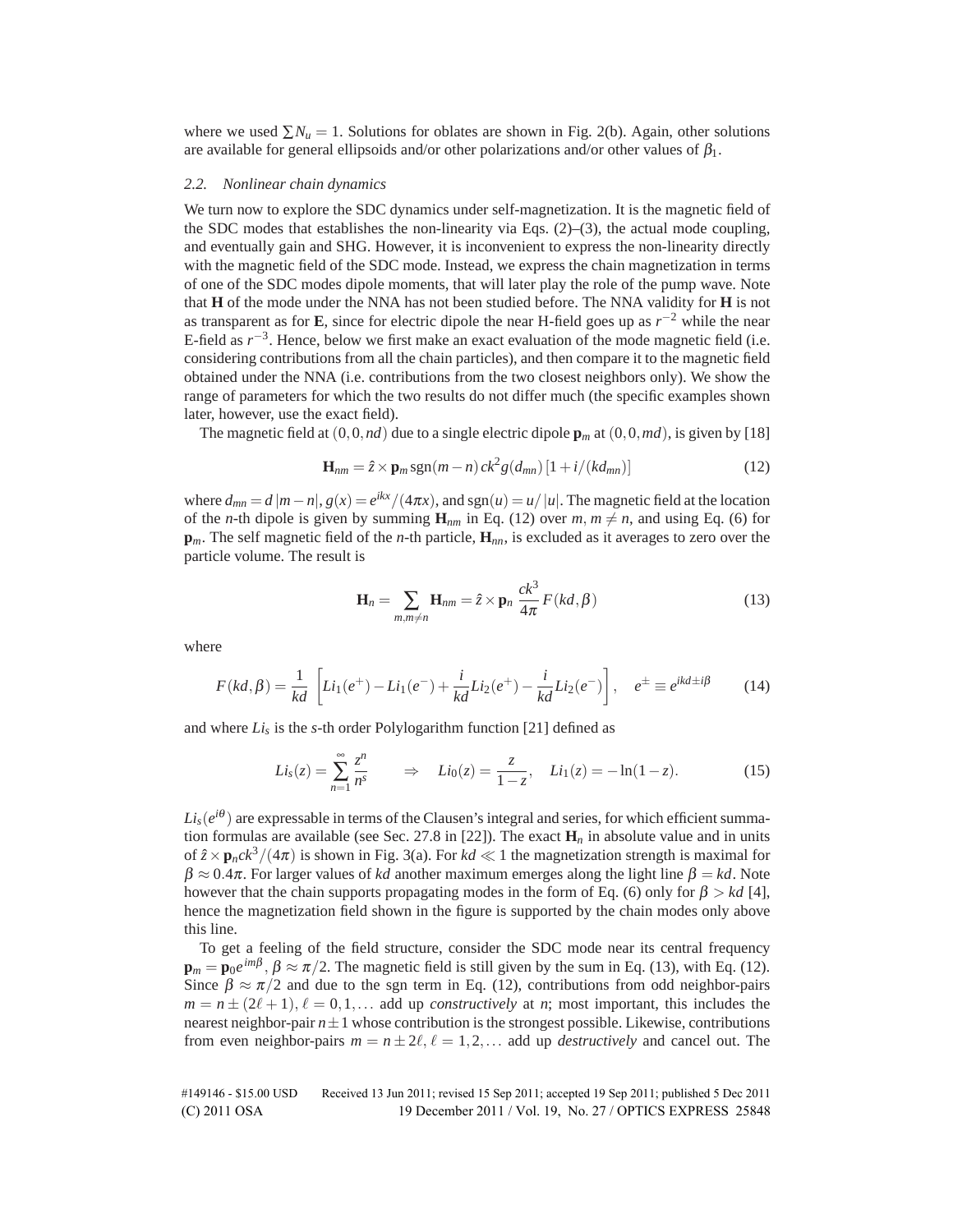where we used $\sum N_u = 1$. Solutions for oblates are shown in Fig. 2(b). Again, other solutions are available for general ellipsoids and/or other polarizations and/or other values of $\beta_1$.

### 2.2. Nonlinear chain dynamics

We turn now to explore the SDC dynamics under self-magnetization. It is the magnetic field of the SDC modes that establishes the non-linearity via Eqs. (2)–(3), the actual mode coupling, and eventually gain and SHG. However, it is inconvenient to express the non-linearity directly with the magnetic field of the SDC mode. Instead, we express the chain magnetization in terms of one of the SDC modes dipole moments, that will later play the role of the pump wave. Note that **H** of the mode under the NNA has not been studied before. The NNA validity for **H** is not as transparent as for **E**, since for electric dipole the near H-field goes up as $r^{-2}$ while the near E-field as $r^{-3}$. Hence, below we first make an exact evaluation of the mode magnetic field (i.e. considering contributions from all the chain particles), and then compare it to the magnetic field obtained under the NNA (i.e. contributions from the two closest neighbors only). We show the range of parameters for which the two results do not differ much (the specific examples shown later, however, use the exact field).

The magnetic field at $(0,0,nd)$ due to a single electric dipole $\mathbf{p}_m$ at $(0,0,md)$, is given by [18]

$$\mathbf{H}_{nm} = \hat{z} \times \mathbf{p}_m \, \mathrm{sgn}(m-n) \, ck^2 g(d_{mn}) \left[1 + i/(kd_{mn})\right] \tag{12}$$

where $d_{mn} = d\,|m-n|$, $g(x) = e^{ikx}/(4\pi x)$, and $\mathrm{sgn}(u) = u/|u|$. The magnetic field at the location of the $n$-th dipole is given by summing $\mathbf{H}_{nm}$ in Eq. (12) over $m$, $m \neq n$, and using Eq. (6) for $\mathbf{p}_m$. The self magnetic field of the $n$-th particle, $\mathbf{H}_{nn}$, is excluded as it averages to zero over the particle volume. The result is

$$\mathbf{H}_n = \sum_{m, m \neq n} \mathbf{H}_{nm} = \hat{z} \times \mathbf{p}_n \, \frac{ck^3}{4\pi} F(kd, \beta) \tag{13}$$

where

$$F(kd,\beta) = \frac{1}{kd}\left[Li_1(e^+) - Li_1(e^-) + \frac{i}{kd} Li_2(e^+) - \frac{i}{kd} Li_2(e^-)\right], \quad e^{\pm} \equiv e^{ikd \pm i\beta} \tag{14}$$

and where $Li_s$ is the $s$-th order Polylogarithm function [21] defined as

$$Li_s(z) = \sum_{n=1}^{\infty} \frac{z^n}{n^s} \qquad \Rightarrow \quad Li_0(z) = \frac{z}{1-z}, \quad Li_1(z) = -\ln(1-z). \tag{15}$$

$Li_s(e^{i\theta})$ are expressable in terms of the Clausen's integral and series, for which efficient summation formulas are available (see Sec. 27.8 in [22]). The exact $\mathbf{H}_n$ in absolute value and in units of $\hat{z} \times \mathbf{p}_n ck^3/(4\pi)$ is shown in Fig. 3(a). For $kd \ll 1$ the magnetization strength is maximal for $\beta \approx 0.4\pi$. For larger values of $kd$ another maximum emerges along the light line $\beta = kd$. Note however that the chain supports propagating modes in the form of Eq. (6) only for $\beta > kd$ [4], hence the magnetization field shown in the figure is supported by the chain modes only above this line.

To get a feeling of the field structure, consider the SDC mode near its central frequency $\mathbf{p}_m = \mathbf{p}_0 e^{im\beta}$, $\beta \approx \pi/2$. The magnetic field is still given by the sum in Eq. (13), with Eq. (12). Since $\beta \approx \pi/2$ and due to the sgn term in Eq. (12), contributions from odd neighbor-pairs $m = n \pm (2\ell + 1)$, $\ell = 0, 1, \ldots$ add up *constructively* at $n$; most important, this includes the nearest neighbor-pair $n \pm 1$ whose contribution is the strongest possible. Likewise, contributions from even neighbor-pairs $m = n \pm 2\ell$, $\ell = 1, 2, \ldots$ add up *destructively* and cancel out. The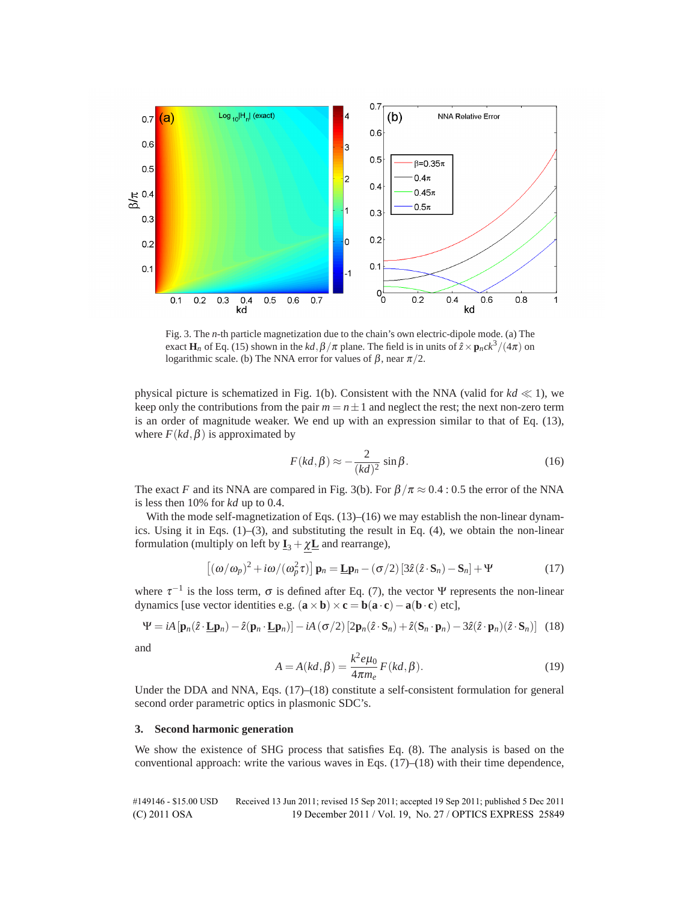Fig. 3. The $n$-th particle magnetization due to the chain's own electric-dipole mode. (a) The exact $\mathbf{H}_n$ of Eq. (15) shown in the $kd, \beta/\pi$ plane. The field is in units of $\hat{z} \times \mathbf{p}_n ck^3/(4\pi)$ on logarithmic scale. (b) The NNA error for values of $\beta$, near $\pi/2$.

physical picture is schematized in Fig. 1(b). Consistent with the NNA (valid for $kd \ll 1$), we keep only the contributions from the pair $m = n \pm 1$ and neglect the rest; the next non-zero term is an order of magnitude weaker. We end up with an expression similar to that of Eq. (13), where $F(kd, \beta)$ is approximated by

$$F(kd, \beta) \approx -\frac{2}{(kd)^2} \sin\beta. \tag{16}$$

The exact $F$ and its NNA are compared in Fig. 3(b). For $\beta/\pi \approx 0.4 : 0.5$ the error of the NNA is less then 10% for $kd$ up to 0.4.

With the mode self-magnetization of Eqs. (13)–(16) we may establish the non-linear dynamics. Using it in Eqs. (1)–(3), and substituting the result in Eq. (4), we obtain the non-linear formulation (multiply on left by $\underline{\mathbf{I}}_3 + \chi\underline{\mathbf{L}}$ and rearrange),

$$\left[(\omega/\omega_p)^2 + i\omega/(\omega_p^2\tau)\right]\mathbf{p}_n = \underline{\mathbf{L}}\mathbf{p}_n - (\sigma/2)\left[3\hat{z}(\hat{z}\cdot\mathbf{S}_n) - \mathbf{S}_n\right] + \Psi \tag{17}$$

where $\tau^{-1}$ is the loss term, $\sigma$ is defined after Eq. (7), the vector $\Psi$ represents the non-linear dynamics [use vector identities e.g. $(\mathbf{a}\times\mathbf{b})\times\mathbf{c} = \mathbf{b}(\mathbf{a}\cdot\mathbf{c}) - \mathbf{a}(\mathbf{b}\cdot\mathbf{c})$ etc],

$$\Psi = iA\left[\mathbf{p}_n(\hat{z}\cdot\underline{\mathbf{L}}\mathbf{p}_n) - \hat{z}(\mathbf{p}_n\cdot\underline{\mathbf{L}}\mathbf{p}_n)\right] - iA(\sigma/2)\left[2\mathbf{p}_n(\hat{z}\cdot\mathbf{S}_n) + \hat{z}(\mathbf{S}_n\cdot\mathbf{p}_n) - 3\hat{z}(\hat{z}\cdot\mathbf{p}_n)(\hat{z}\cdot\mathbf{S}_n)\right] \tag{18}$$

and

$$A = A(kd, \beta) = \frac{k^2 e\mu_0}{4\pi m_e} F(kd, \beta). \tag{19}$$

Under the DDA and NNA, Eqs. (17)–(18) constitute a self-consistent formulation for general second order parametric optics in plasmonic SDC's.

## 3. Second harmonic generation

We show the existence of SHG process that satisfies Eq. (8). The analysis is based on the conventional approach: write the various waves in Eqs. (17)–(18) with their time dependence,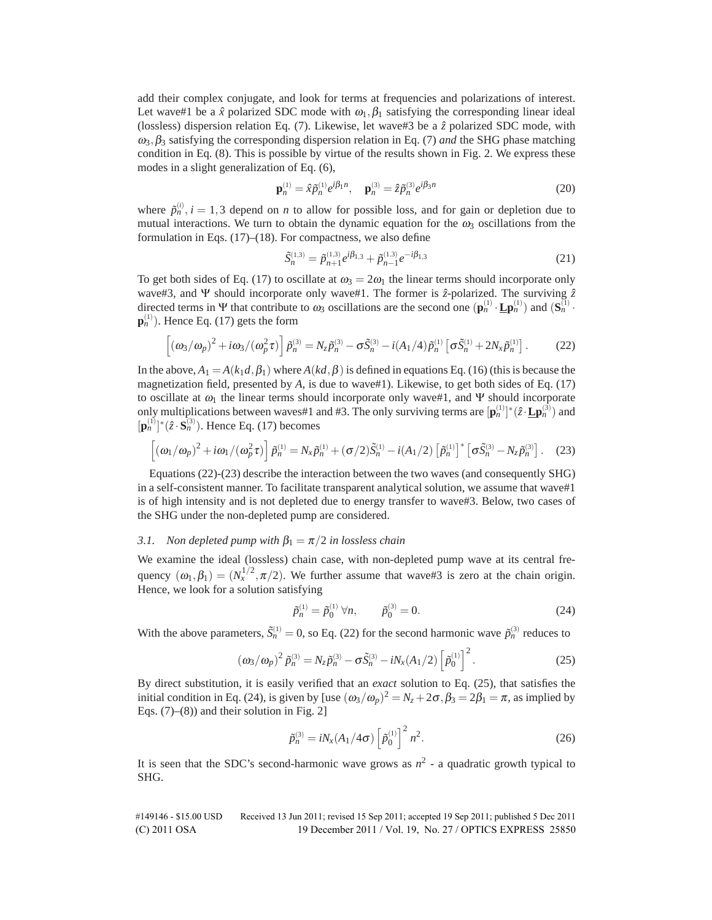add their complex conjugate, and look for terms at frequencies and polarizations of interest. Let wave#1 be a $\hat{x}$ polarized SDC mode with $\omega_1, \beta_1$ satisfying the corresponding linear ideal (lossless) dispersion relation Eq. (7). Likewise, let wave#3 be a $\hat{z}$ polarized SDC mode, with $\omega_3, \beta_3$ satisfying the corresponding dispersion relation in Eq. (7) *and* the SHG phase matching condition in Eq. (8). This is possible by virtue of the results shown in Fig. 2. We express these modes in a slight generalization of Eq. (6),

$$\mathbf{p}_n^{(1)} = \hat{x}\tilde{p}_n^{(1)} e^{i\beta_1 n}, \quad \mathbf{p}_n^{(3)} = \hat{z}\tilde{p}_n^{(3)} e^{i\beta_3 n} \tag{20}$$

where $\tilde{p}_n^{(i)}, i = 1,3$ depend on $n$ to allow for possible loss, and for gain or depletion due to mutual interactions. We turn to obtain the dynamic equation for the $\omega_3$ oscillations from the formulation in Eqs. (17)–(18). For compactness, we also define

$$\tilde{S}_n^{(1,3)} = \tilde{p}_{n+1}^{(1,3)} e^{i\beta_{1,3}} + \tilde{p}_{n-1}^{(1,3)} e^{-i\beta_{1,3}} \tag{21}$$

To get both sides of Eq. (17) to oscillate at $\omega_3 = 2\omega_1$ the linear terms should incorporate only wave#3, and $\Psi$ should incorporate only wave#1. The former is $\hat{z}$-polarized. The surviving $\hat{z}$ directed terms in $\Psi$ that contribute to $\omega_3$ oscillations are the second one ($\mathbf{p}_n^{(1)} \cdot \underline{\mathbf{L}}\mathbf{p}_n^{(1)}$) and ($\mathbf{S}_n^{(1)} \cdot \mathbf{p}_n^{(1)}$). Hence Eq. (17) gets the form

$$\left[(\omega_3/\omega_p)^2 + i\omega_3/(\omega_p^2\tau)\right]\tilde{p}_n^{(3)} = N_z\tilde{p}_n^{(3)} - \sigma\tilde{S}_n^{(3)} - i(A_1/4)\tilde{p}_n^{(1)}\left[\sigma\tilde{S}_n^{(1)} + 2N_x\tilde{p}_n^{(1)}\right]. \tag{22}$$

In the above, $A_1 = A(k_1 d, \beta_1)$ where $A(kd,\beta)$ is defined in equations Eq. (16) (this is because the magnetization field, presented by $A$, is due to wave#1). Likewise, to get both sides of Eq. (17) to oscillate at $\omega_1$ the linear terms should incorporate only wave#1, and $\Psi$ should incorporate only multiplications between waves#1 and #3. The only surviving terms are $[\mathbf{p}_n^{(1)}]^*(\hat{z}\cdot\underline{\mathbf{L}}\mathbf{p}_n^{(3)})$ and $[\mathbf{p}_n^{(1)}]^*(\hat{z}\cdot\mathbf{S}_n^{(3)})$. Hence Eq. (17) becomes

$$\left[(\omega_1/\omega_p)^2 + i\omega_1/(\omega_p^2\tau)\right]\tilde{p}_n^{(1)} = N_x\tilde{p}_n^{(1)} + (\sigma/2)\tilde{S}_n^{(1)} - i(A_1/2)\left[\tilde{p}_n^{(1)}\right]^*\left[\sigma\tilde{S}_n^{(3)} - N_z\tilde{p}_n^{(3)}\right]. \tag{23}$$

Equations (22)-(23) describe the interaction between the two waves (and consequently SHG) in a self-consistent manner. To facilitate transparent analytical solution, we assume that wave#1 is of high intensity and is not depleted due to energy transfer to wave#3. Below, two cases of the SHG under the non-depleted pump are considered.

### 3.1. Non depleted pump with $\beta_1 = \pi/2$ in lossless chain

We examine the ideal (lossless) chain case, with non-depleted pump wave at its central frequency $(\omega_1, \beta_1) = (N_x^{1/2}, \pi/2)$. We further assume that wave#3 is zero at the chain origin. Hence, we look for a solution satisfying

$$\tilde{p}_n^{(1)} = \tilde{p}_0^{(1)}\ \forall n, \qquad \tilde{p}_0^{(3)} = 0. \tag{24}$$

With the above parameters, $\tilde{S}_n^{(1)} = 0$, so Eq. (22) for the second harmonic wave $\tilde{p}_n^{(3)}$ reduces to

$$(\omega_3/\omega_p)^2\tilde{p}_n^{(3)} = N_z\tilde{p}_n^{(3)} - \sigma\tilde{S}_n^{(3)} - iN_x(A_1/2)\left[\tilde{p}_0^{(1)}\right]^2. \tag{25}$$

By direct substitution, it is easily verified that an *exact* solution to Eq. (25), that satisfies the initial condition in Eq. (24), is given by [use $(\omega_3/\omega_p)^2 = N_z + 2\sigma, \beta_3 = 2\beta_1 = \pi$, as implied by Eqs. (7)–(8)) and their solution in Fig. 2]

$$\tilde{p}_n^{(3)} = iN_x(A_1/4\sigma)\left[\tilde{p}_0^{(1)}\right]^2 n^2. \tag{26}$$

It is seen that the SDC's second-harmonic wave grows as $n^2$ - a quadratic growth typical to SHG.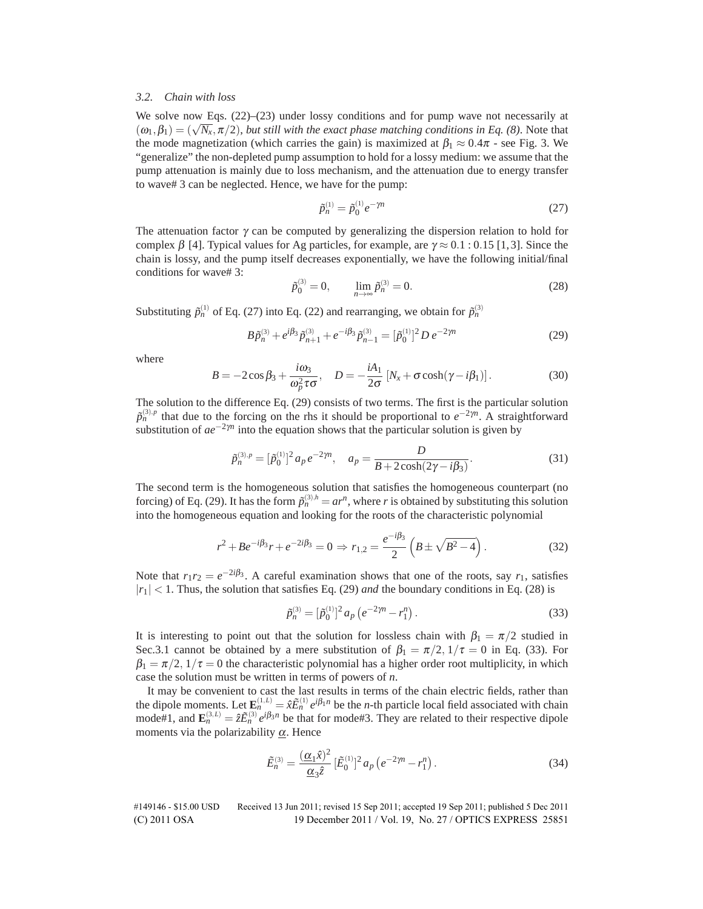### 3.2. Chain with loss

We solve now Eqs. (22)–(23) under lossy conditions and for pump wave not necessarily at $(\omega_1, \beta_1) = (\sqrt{N_x}, \pi/2)$, *but still with the exact phase matching conditions in Eq. (8)*. Note that the mode magnetization (which carries the gain) is maximized at $\beta_1 \approx 0.4\pi$ - see Fig. 3. We "generalize" the non-depleted pump assumption to hold for a lossy medium: we assume that the pump attenuation is mainly due to loss mechanism, and the attenuation due to energy transfer to wave# 3 can be neglected. Hence, we have for the pump:

$$\tilde{p}_n^{(1)} = \tilde{p}_0^{(1)} e^{-\gamma n} \tag{27}$$

The attenuation factor $\gamma$ can be computed by generalizing the dispersion relation to hold for complex $\beta$ [4]. Typical values for Ag particles, for example, are $\gamma \approx 0.1 : 0.15$ [1,3]. Since the chain is lossy, and the pump itself decreases exponentially, we have the following initial/final conditions for wave# 3:

$$\tilde{p}_0^{(3)} = 0, \qquad \lim_{n\to\infty} \tilde{p}_n^{(3)} = 0. \tag{28}$$

Substituting $\tilde{p}_n^{(1)}$ of Eq. (27) into Eq. (22) and rearranging, we obtain for $\tilde{p}_n^{(3)}$

$$B\tilde{p}_n^{(3)} + e^{i\beta_3}\tilde{p}_{n+1}^{(3)} + e^{-i\beta_3}\tilde{p}_{n-1}^{(3)} = [\tilde{p}_0^{(1)}]^2 D\, e^{-2\gamma n} \tag{29}$$

where

$$B = -2\cos\beta_3 + \frac{i\omega_3}{\omega_p^2 \tau\sigma}, \quad D = -\frac{iA_1}{2\sigma}\left[N_x + \sigma\cosh(\gamma - i\beta_1)\right]. \tag{30}$$

The solution to the difference Eq. (29) consists of two terms. The first is the particular solution $\tilde{p}_n^{(3),p}$ that due to the forcing on the rhs it should be proportional to $e^{-2\gamma n}$. A straightforward substitution of $ae^{-2\gamma n}$ into the equation shows that the particular solution is given by

$$\tilde{p}_n^{(3),p} = [\tilde{p}_0^{(1)}]^2 a_p\, e^{-2\gamma n}, \quad a_p = \frac{D}{B + 2\cosh(2\gamma - i\beta_3)}. \tag{31}$$

The second term is the homogeneous solution that satisfies the homogeneous counterpart (no forcing) of Eq. (29). It has the form $\tilde{p}_n^{(3),h} = ar^n$, where $r$ is obtained by substituting this solution into the homogeneous equation and looking for the roots of the characteristic polynomial

$$r^2 + Be^{-i\beta_3} r + e^{-2i\beta_3} = 0 \Rightarrow r_{1,2} = \frac{e^{-i\beta_3}}{2}\left(B \pm \sqrt{B^2 - 4}\right). \tag{32}$$

Note that $r_1 r_2 = e^{-2i\beta_3}$. A careful examination shows that one of the roots, say $r_1$, satisfies $|r_1| < 1$. Thus, the solution that satisfies Eq. (29) *and* the boundary conditions in Eq. (28) is

$$\tilde{p}_n^{(3)} = [\tilde{p}_0^{(1)}]^2 a_p \left(e^{-2\gamma n} - r_1^n\right). \tag{33}$$

It is interesting to point out that the solution for lossless chain with $\beta_1 = \pi/2$ studied in Sec.3.1 cannot be obtained by a mere substitution of $\beta_1 = \pi/2,\ 1/\tau = 0$ in Eq. (33). For $\beta_1 = \pi/2,\ 1/\tau = 0$ the characteristic polynomial has a higher order root multiplicity, in which case the solution must be written in terms of powers of $n$.

It may be convenient to cast the last results in terms of the chain electric fields, rather than the dipole moments. Let $\mathbf{E}_n^{(1,L)} = \hat{x}\tilde{E}_n^{(1)} e^{i\beta_1 n}$ be the $n$-th particle local field associated with chain mode#1, and $\mathbf{E}_n^{(3,L)} = \hat{z}\tilde{E}_n^{(3)} e^{i\beta_3 n}$ be that for mode#3. They are related to their respective dipole moments via the polarizability $\underline{\alpha}$. Hence

$$\tilde{E}_n^{(3)} = \frac{(\underline{\alpha}_1 \hat{x})^2}{\underline{\alpha}_3 \hat{z}} [\tilde{E}_0^{(1)}]^2 a_p \left(e^{-2\gamma n} - r_1^n\right). \tag{34}$$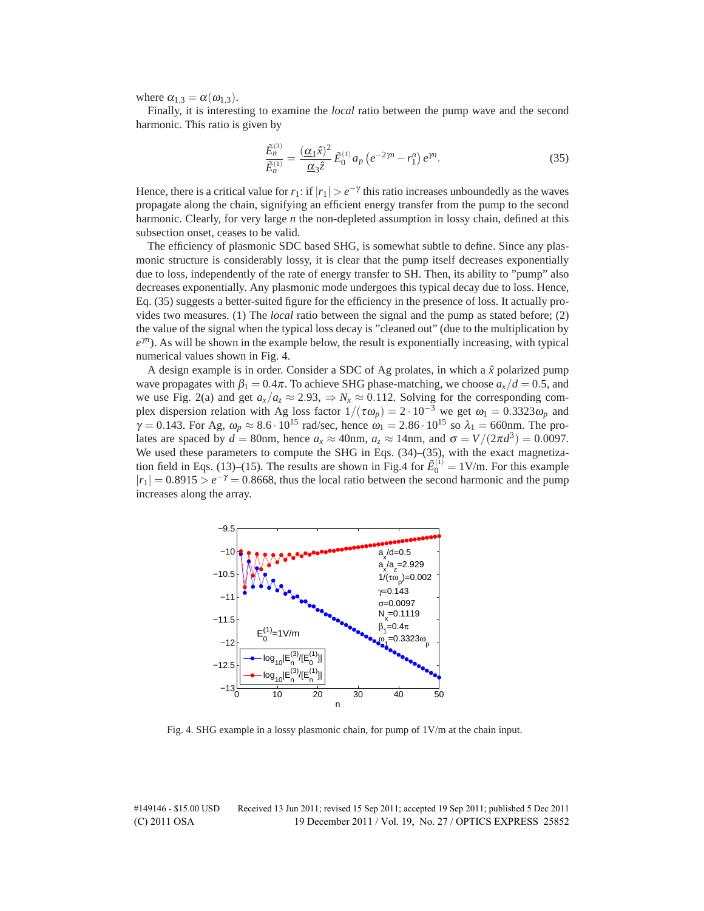where $\alpha_{1,3} = \alpha(\omega_{1,3})$.

Finally, it is interesting to examine the *local* ratio between the pump wave and the second harmonic. This ratio is given by

$$\frac{\tilde{E}_n^{(3)}}{\tilde{E}_n^{(1)}} = \frac{(\underline{\alpha}_1 \hat{x})^2}{\underline{\alpha}_3 \hat{z}} \tilde{E}_0^{(1)} a_p \left(e^{-2\gamma n} - r_1^n\right) e^{\gamma n}. \tag{35}$$

Hence, there is a critical value for $r_1$: if $|r_1| > e^{-\gamma}$ this ratio increases unboundedly as the waves propagate along the chain, signifying an efficient energy transfer from the pump to the second harmonic. Clearly, for very large $n$ the non-depleted assumption in lossy chain, defined at this subsection onset, ceases to be valid.

The efficiency of plasmonic SDC based SHG, is somewhat subtle to define. Since any plasmonic structure is considerably lossy, it is clear that the pump itself decreases exponentially due to loss, independently of the rate of energy transfer to SH. Then, its ability to "pump" also decreases exponentially. Any plasmonic mode undergoes this typical decay due to loss. Hence, Eq. (35) suggests a better-suited figure for the efficiency in the presence of loss. It actually provides two measures. (1) The *local* ratio between the signal and the pump as stated before; (2) the value of the signal when the typical loss decay is "cleaned out" (due to the multiplication by $e^{\gamma n}$). As will be shown in the example below, the result is exponentially increasing, with typical numerical values shown in Fig. 4.

A design example is in order. Consider a SDC of Ag prolates, in which a $\hat{x}$ polarized pump wave propagates with $\beta_1 = 0.4\pi$. To achieve SHG phase-matching, we choose $a_x/d = 0.5$, and we use Fig. 2(a) and get $a_x/a_z \approx 2.93$, $\Rightarrow N_x \approx 0.112$. Solving for the corresponding complex dispersion relation with Ag loss factor $1/(\tau\omega_p) = 2 \cdot 10^{-3}$ we get $\omega_1 = 0.3323\omega_p$ and $\gamma = 0.143$. For Ag, $\omega_p \approx 8.6 \cdot 10^{15}$ rad/sec, hence $\omega_1 = 2.86 \cdot 10^{15}$ so $\lambda_1 = 660$nm. The prolates are spaced by $d = 80$nm, hence $a_x \approx 40$nm, $a_z \approx 14$nm, and $\sigma = V/(2\pi d^3) = 0.0097$. We used these parameters to compute the SHG in Eqs. (34)–(35), with the exact magnetization field in Eqs. (13)–(15). The results are shown in Fig.4 for $\tilde{E}_0^{(1)} = 1$V/m. For this example $|r_1| = 0.8915 > e^{-\gamma} = 0.8668$, thus the local ratio between the second harmonic and the pump increases along the array.

Fig. 4. SHG example in a lossy plasmonic chain, for pump of 1V/m at the chain input.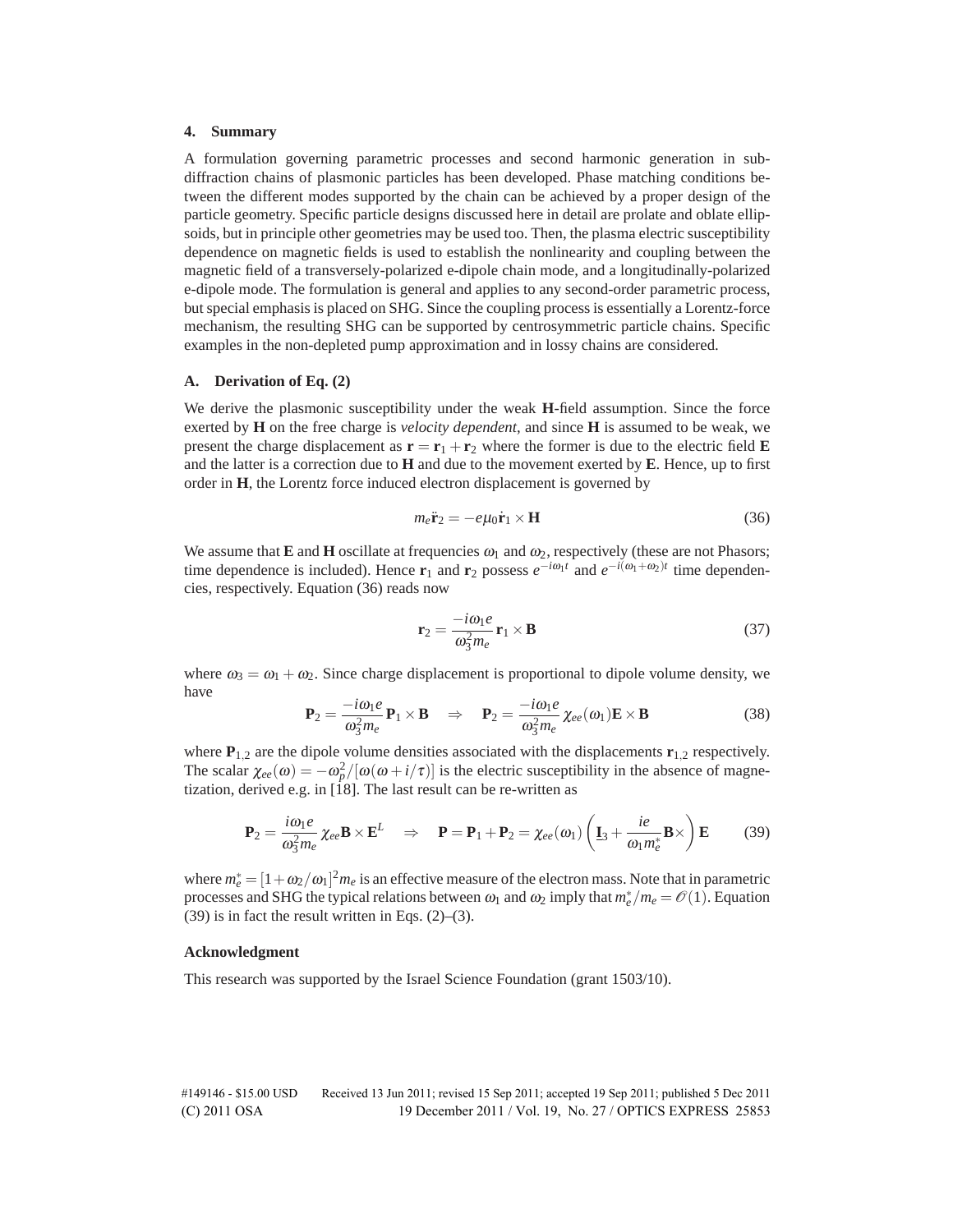## 4. Summary

A formulation governing parametric processes and second harmonic generation in sub-diffraction chains of plasmonic particles has been developed. Phase matching conditions between the different modes supported by the chain can be achieved by a proper design of the particle geometry. Specific particle designs discussed here in detail are prolate and oblate ellipsoids, but in principle other geometries may be used too. Then, the plasma electric susceptibility dependence on magnetic fields is used to establish the nonlinearity and coupling between the magnetic field of a transversely-polarized e-dipole chain mode, and a longitudinally-polarized e-dipole mode. The formulation is general and applies to any second-order parametric process, but special emphasis is placed on SHG. Since the coupling process is essentially a Lorentz-force mechanism, the resulting SHG can be supported by centrosymmetric particle chains. Specific examples in the non-depleted pump approximation and in lossy chains are considered.

## A. Derivation of Eq. (2)

We derive the plasmonic susceptibility under the weak **H**-field assumption. Since the force exerted by **H** on the free charge is *velocity dependent*, and since **H** is assumed to be weak, we present the charge displacement as $\mathbf{r} = \mathbf{r}_1 + \mathbf{r}_2$ where the former is due to the electric field **E** and the latter is a correction due to **H** and due to the movement exerted by **E**. Hence, up to first order in **H**, the Lorentz force induced electron displacement is governed by

$$m_e \ddot{\mathbf{r}}_2 = -e\mu_0 \dot{\mathbf{r}}_1 \times \mathbf{H} \tag{36}$$

We assume that **E** and **H** oscillate at frequencies $\omega_1$ and $\omega_2$, respectively (these are not Phasors; time dependence is included). Hence $\mathbf{r}_1$ and $\mathbf{r}_2$ possess $e^{-i\omega_1 t}$ and $e^{-i(\omega_1+\omega_2)t}$ time dependencies, respectively. Equation (36) reads now

$$\mathbf{r}_2 = \frac{-i\omega_1 e}{\omega_3^2 m_e} \mathbf{r}_1 \times \mathbf{B} \tag{37}$$

where $\omega_3 = \omega_1 + \omega_2$. Since charge displacement is proportional to dipole volume density, we have

$$\mathbf{P}_2 = \frac{-i\omega_1 e}{\omega_3^2 m_e} \mathbf{P}_1 \times \mathbf{B} \quad \Rightarrow \quad \mathbf{P}_2 = \frac{-i\omega_1 e}{\omega_3^2 m_e} \chi_{ee}(\omega_1) \mathbf{E} \times \mathbf{B} \tag{38}$$

where $\mathbf{P}_{1,2}$ are the dipole volume densities associated with the displacements $\mathbf{r}_{1,2}$ respectively. The scalar $\chi_{ee}(\omega) = -\omega_p^2/[\omega(\omega + i/\tau)]$ is the electric susceptibility in the absence of magnetization, derived e.g. in [18]. The last result can be re-written as

$$\mathbf{P}_2 = \frac{i\omega_1 e}{\omega_3^2 m_e} \chi_{ee} \mathbf{B} \times \mathbf{E}^L \quad \Rightarrow \quad \mathbf{P} = \mathbf{P}_1 + \mathbf{P}_2 = \chi_{ee}(\omega_1) \left( \underline{\mathbf{I}}_3 + \frac{ie}{\omega_1 m_e^*} \mathbf{B} \times \right) \mathbf{E} \tag{39}$$

where $m_e^* = [1 + \omega_2/\omega_1]^2 m_e$ is an effective measure of the electron mass. Note that in parametric processes and SHG the typical relations between $\omega_1$ and $\omega_2$ imply that $m_e^*/m_e = \mathscr{O}(1)$. Equation (39) is in fact the result written in Eqs. (2)–(3).

### Acknowledgment

This research was supported by the Israel Science Foundation (grant 1503/10).